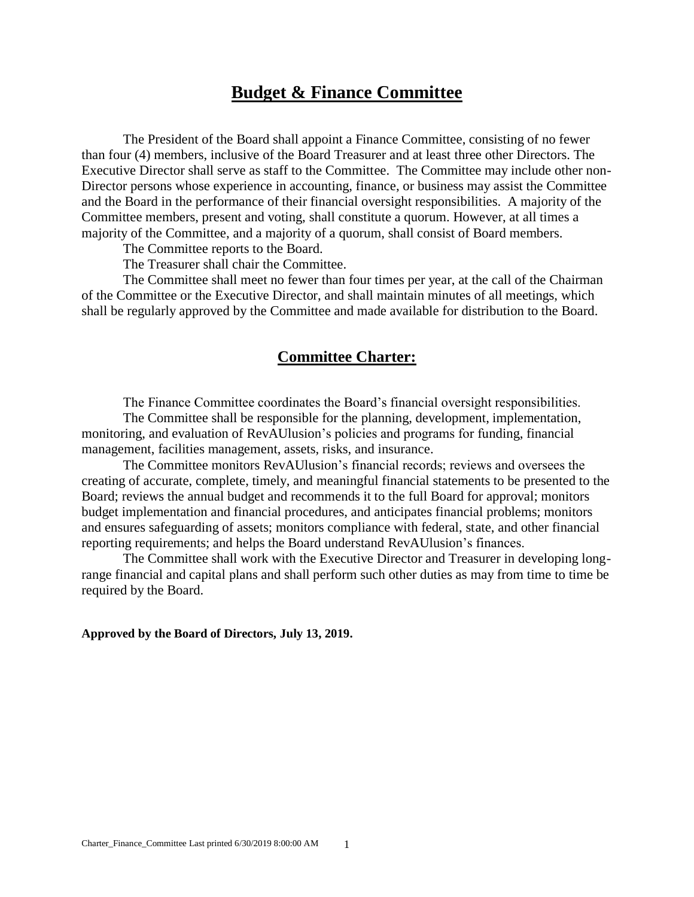# Budget & Finance Committee

The President of the Board shall appoint a Finance Committee, consisting of no fewer than four (4) members, inclusive of the Board Treasurer and at least three other Directors. The Executive Director shall serve as staff to the Committee. The Committee may include other non-Director persons whose experience in accounting, finance, or business may assist the Committee and the Board in the performance of their financial oversight responsibilities. A majority of the Committee members, present and voting, shall constitute a quorum. However, at all times a majority of the Committee, and a majority of a quorum, shall consist of Board members.

The Committee reports to the Board.

The Treasurer shall chair the Committee.

The Committee shall meet no fewer than four times per year, at the call of the Chairman of the Committee or the Executive Director, and shall maintain minutes of all meetings, which shall be regularly approved by the Committee and made available for distribution to the Board.

## Committee Charter:

The Finance Committee coordinates the Board's financial oversight responsibilities.

The Committee shall be responsible for the planning, development, implementation, monitoring, and evaluation of RevAUlusion's policies and programs for funding, financial management, facilities management, assets, risks, and insurance.

The Committee monitors RevAUlusion's financial records; reviews and oversees the creating of accurate, complete, timely, and meaningful financial statements to be presented to the Board; reviews the annual budget and recommends it to the full Board for approval; monitors budget implementation and financial procedures, and anticipates financial problems; monitors and ensures safeguarding of assets; monitors compliance with federal, state, and other financial reporting requirements; and helps the Board understand RevAUlusion's finances.

The Committee shall work with the Executive Director and Treasurer in developing long-range financial and capital plans and shall perform such other duties as may from time to time be required by the Board.

**Approved by the Board of Directors, July 13, 2019.**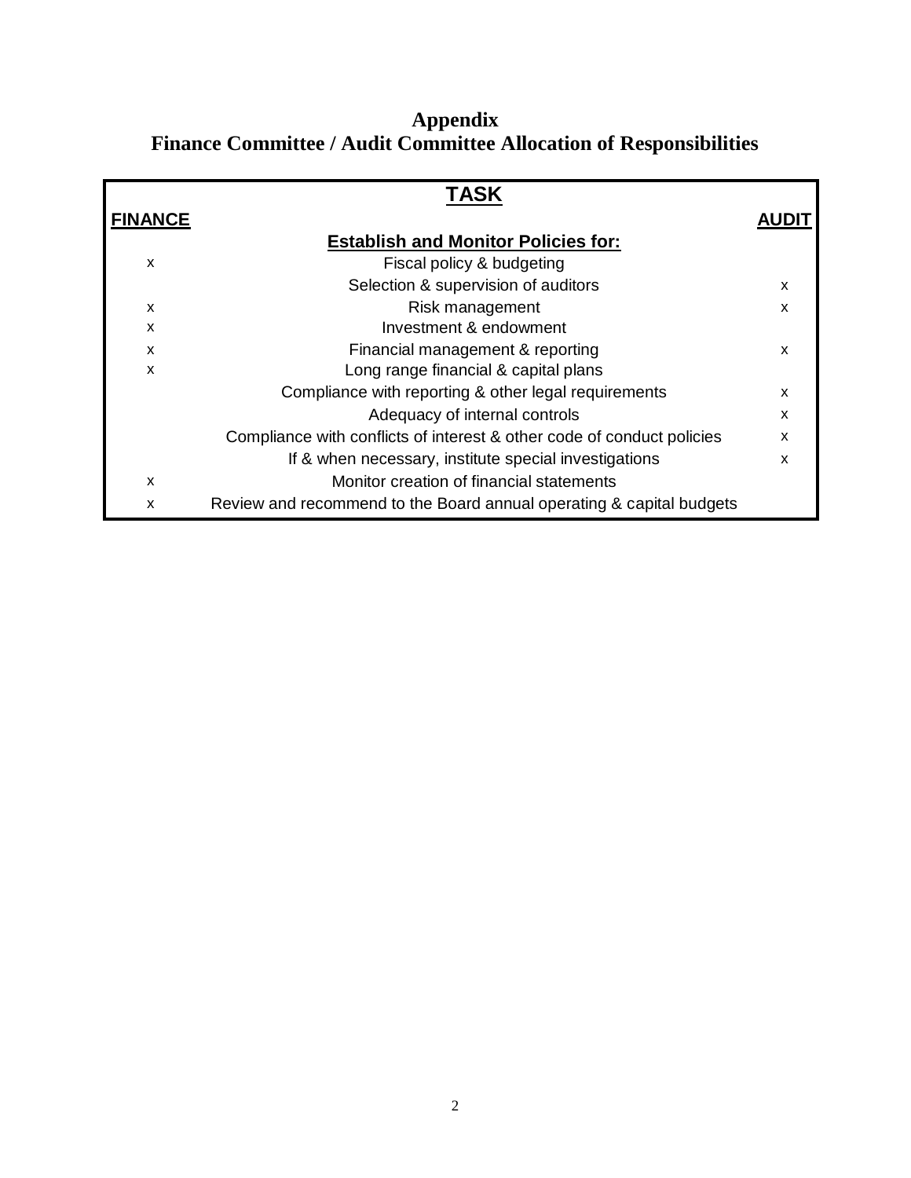# Appendix
# Finance Committee / Audit Committee Allocation of Responsibilities

| FINANCE | TASK | AUDIT |
|---|---|---|
| | **Establish and Monitor Policies for:** | |
| x | Fiscal policy & budgeting | |
| | Selection & supervision of auditors | x |
| x | Risk management | x |
| x | Investment & endowment | |
| x | Financial management & reporting | x |
| x | Long range financial & capital plans | |
| | Compliance with reporting & other legal requirements | x |
| | Adequacy of internal controls | x |
| | Compliance with conflicts of interest & other code of conduct policies | x |
| | If & when necessary, institute special investigations | x |
| x | Monitor creation of financial statements | |
| x | Review and recommend to the Board annual operating & capital budgets | |